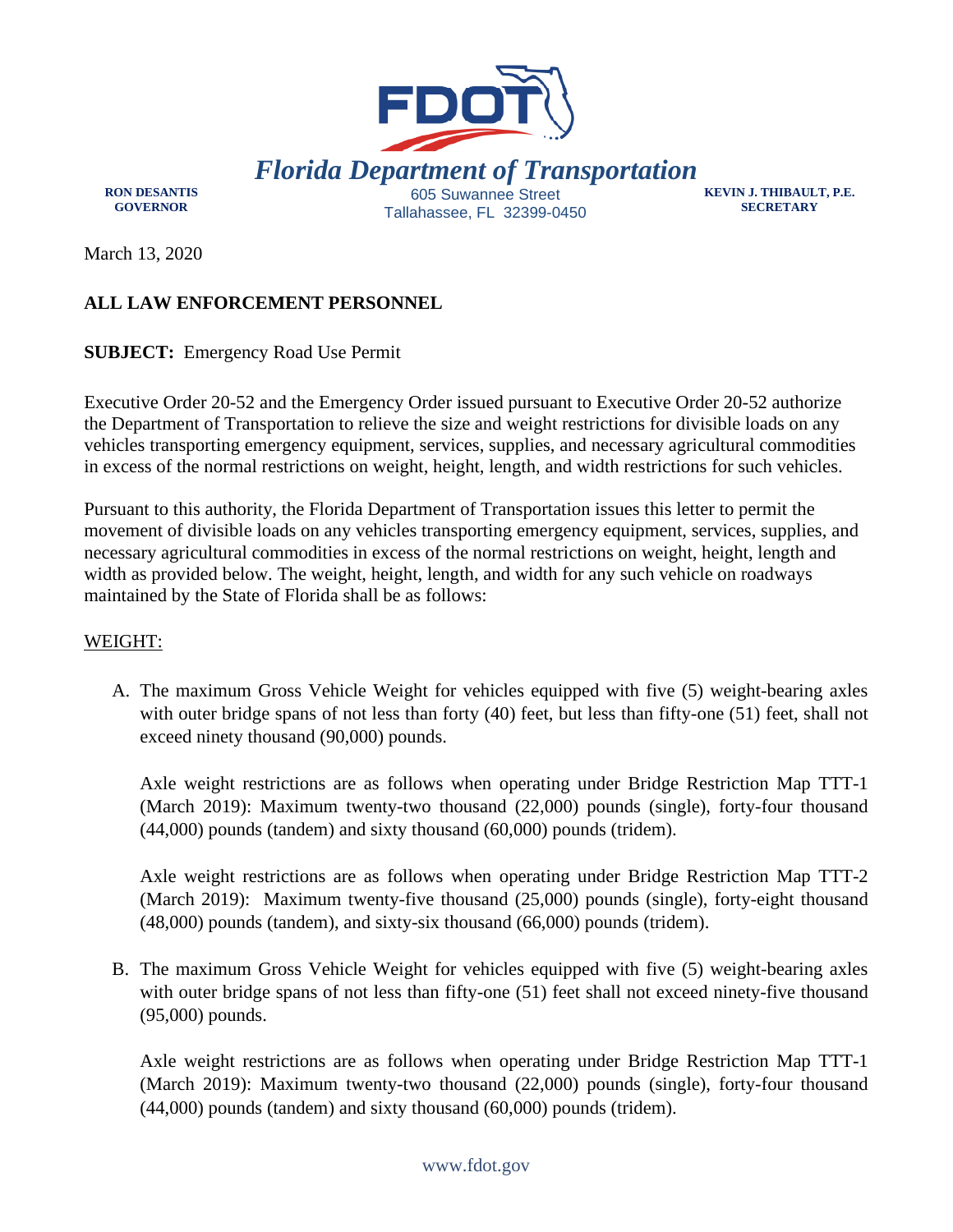# Florida Department of Transportation

**RON DESANTIS**
**GOVERNOR**

605 Suwannee Street
Tallahassee, FL 32399-0450

**KEVIN J. THIBAULT, P.E.**
**SECRETARY**

March 13, 2020

**ALL LAW ENFORCEMENT PERSONNEL**

**SUBJECT:** Emergency Road Use Permit

Executive Order 20-52 and the Emergency Order issued pursuant to Executive Order 20-52 authorize the Department of Transportation to relieve the size and weight restrictions for divisible loads on any vehicles transporting emergency equipment, services, supplies, and necessary agricultural commodities in excess of the normal restrictions on weight, height, length, and width restrictions for such vehicles.

Pursuant to this authority, the Florida Department of Transportation issues this letter to permit the movement of divisible loads on any vehicles transporting emergency equipment, services, supplies, and necessary agricultural commodities in excess of the normal restrictions on weight, height, length and width as provided below. The weight, height, length, and width for any such vehicle on roadways maintained by the State of Florida shall be as follows:

<u>WEIGHT:</u>

A. The maximum Gross Vehicle Weight for vehicles equipped with five (5) weight-bearing axles with outer bridge spans of not less than forty (40) feet, but less than fifty-one (51) feet, shall not exceed ninety thousand (90,000) pounds.

   Axle weight restrictions are as follows when operating under Bridge Restriction Map TTT-1 (March 2019): Maximum twenty-two thousand (22,000) pounds (single), forty-four thousand (44,000) pounds (tandem) and sixty thousand (60,000) pounds (tridem).

   Axle weight restrictions are as follows when operating under Bridge Restriction Map TTT-2 (March 2019): Maximum twenty-five thousand (25,000) pounds (single), forty-eight thousand (48,000) pounds (tandem), and sixty-six thousand (66,000) pounds (tridem).

B. The maximum Gross Vehicle Weight for vehicles equipped with five (5) weight-bearing axles with outer bridge spans of not less than fifty-one (51) feet shall not exceed ninety-five thousand (95,000) pounds.

   Axle weight restrictions are as follows when operating under Bridge Restriction Map TTT-1 (March 2019): Maximum twenty-two thousand (22,000) pounds (single), forty-four thousand (44,000) pounds (tandem) and sixty thousand (60,000) pounds (tridem).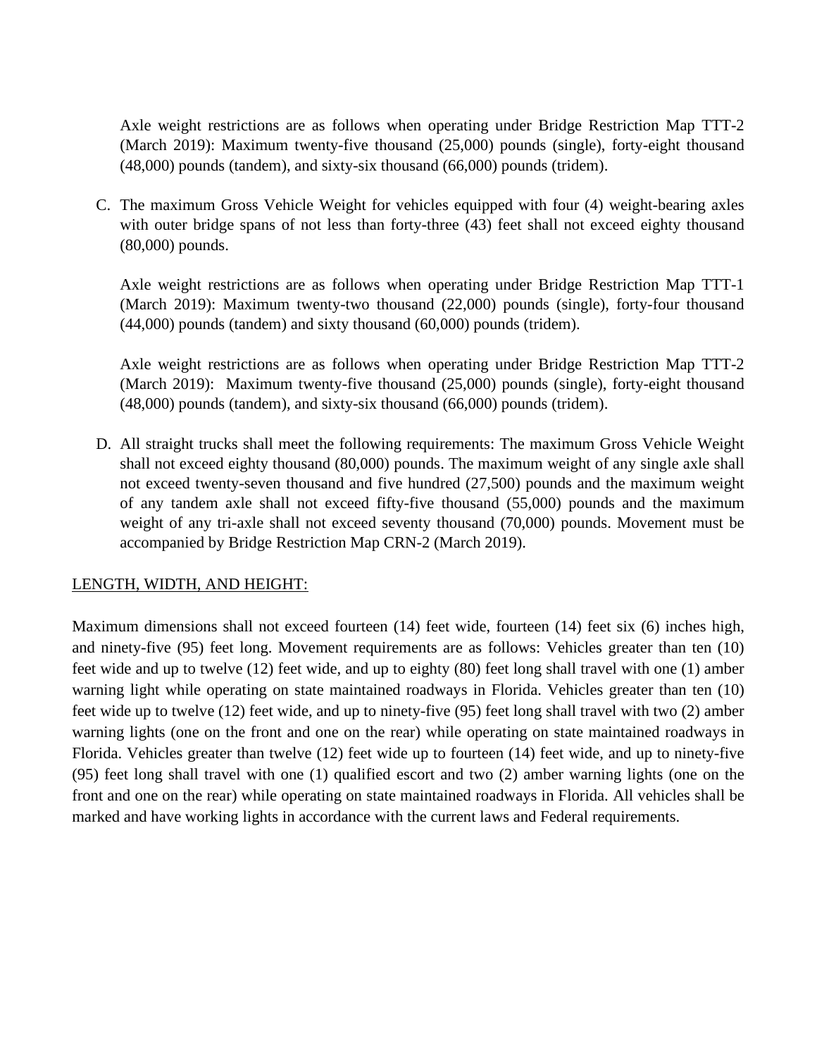Axle weight restrictions are as follows when operating under Bridge Restriction Map TTT-2 (March 2019): Maximum twenty-five thousand (25,000) pounds (single), forty-eight thousand (48,000) pounds (tandem), and sixty-six thousand (66,000) pounds (tridem).

C. The maximum Gross Vehicle Weight for vehicles equipped with four (4) weight-bearing axles with outer bridge spans of not less than forty-three (43) feet shall not exceed eighty thousand (80,000) pounds.

   Axle weight restrictions are as follows when operating under Bridge Restriction Map TTT-1 (March 2019): Maximum twenty-two thousand (22,000) pounds (single), forty-four thousand (44,000) pounds (tandem) and sixty thousand (60,000) pounds (tridem).

   Axle weight restrictions are as follows when operating under Bridge Restriction Map TTT-2 (March 2019): Maximum twenty-five thousand (25,000) pounds (single), forty-eight thousand (48,000) pounds (tandem), and sixty-six thousand (66,000) pounds (tridem).

D. All straight trucks shall meet the following requirements: The maximum Gross Vehicle Weight shall not exceed eighty thousand (80,000) pounds. The maximum weight of any single axle shall not exceed twenty-seven thousand and five hundred (27,500) pounds and the maximum weight of any tandem axle shall not exceed fifty-five thousand (55,000) pounds and the maximum weight of any tri-axle shall not exceed seventy thousand (70,000) pounds. Movement must be accompanied by Bridge Restriction Map CRN-2 (March 2019).

<u>LENGTH, WIDTH, AND HEIGHT:</u>

Maximum dimensions shall not exceed fourteen (14) feet wide, fourteen (14) feet six (6) inches high, and ninety-five (95) feet long. Movement requirements are as follows: Vehicles greater than ten (10) feet wide and up to twelve (12) feet wide, and up to eighty (80) feet long shall travel with one (1) amber warning light while operating on state maintained roadways in Florida. Vehicles greater than ten (10) feet wide up to twelve (12) feet wide, and up to ninety-five (95) feet long shall travel with two (2) amber warning lights (one on the front and one on the rear) while operating on state maintained roadways in Florida. Vehicles greater than twelve (12) feet wide up to fourteen (14) feet wide, and up to ninety-five (95) feet long shall travel with one (1) qualified escort and two (2) amber warning lights (one on the front and one on the rear) while operating on state maintained roadways in Florida. All vehicles shall be marked and have working lights in accordance with the current laws and Federal requirements.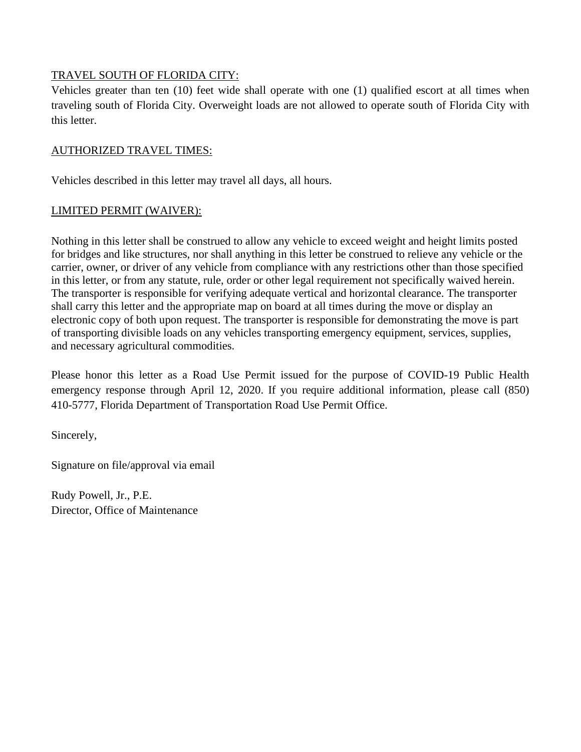TRAVEL SOUTH OF FLORIDA CITY:

Vehicles greater than ten (10) feet wide shall operate with one (1) qualified escort at all times when traveling south of Florida City. Overweight loads are not allowed to operate south of Florida City with this letter.

AUTHORIZED TRAVEL TIMES:

Vehicles described in this letter may travel all days, all hours.

LIMITED PERMIT (WAIVER):

Nothing in this letter shall be construed to allow any vehicle to exceed weight and height limits posted for bridges and like structures, nor shall anything in this letter be construed to relieve any vehicle or the carrier, owner, or driver of any vehicle from compliance with any restrictions other than those specified in this letter, or from any statute, rule, order or other legal requirement not specifically waived herein. The transporter is responsible for verifying adequate vertical and horizontal clearance. The transporter shall carry this letter and the appropriate map on board at all times during the move or display an electronic copy of both upon request. The transporter is responsible for demonstrating the move is part of transporting divisible loads on any vehicles transporting emergency equipment, services, supplies, and necessary agricultural commodities.

Please honor this letter as a Road Use Permit issued for the purpose of COVID-19 Public Health emergency response through April 12, 2020. If you require additional information, please call (850) 410-5777, Florida Department of Transportation Road Use Permit Office.

Sincerely,

Signature on file/approval via email

Rudy Powell, Jr., P.E.
Director, Office of Maintenance